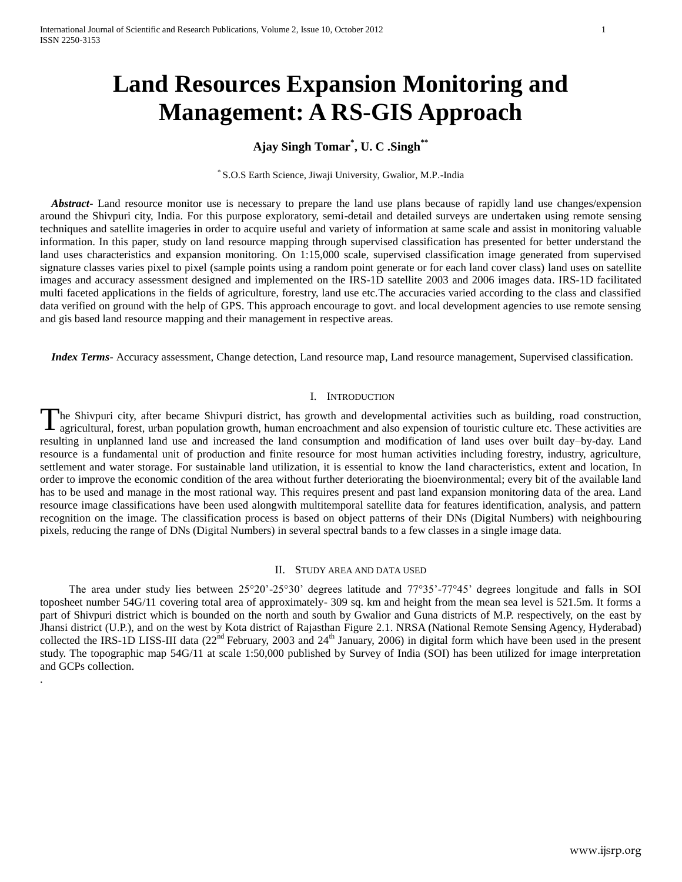# Land Resources Expansion Monitoring and Management: A RS-GIS Approach

**Ajay Singh Tomar[*], U. C .Singh[**]**

[*] S.O.S Earth Science, Jiwaji University, Gwalior, M.P.-India

***Abstract***- Land resource monitor use is necessary to prepare the land use plans because of rapidly land use changes/expension around the Shivpuri city, India. For this purpose exploratory, semi-detail and detailed surveys are undertaken using remote sensing techniques and satellite imageries in order to acquire useful and variety of information at same scale and assist in monitoring valuable information. In this paper, study on land resource mapping through supervised classification has presented for better understand the land uses characteristics and expansion monitoring. On 1:15,000 scale, supervised classification image generated from supervised signature classes varies pixel to pixel (sample points using a random point generate or for each land cover class) land uses on satellite images and accuracy assessment designed and implemented on the IRS-1D satellite 2003 and 2006 images data. IRS-1D facilitated multi faceted applications in the fields of agriculture, forestry, land use etc.The accuracies varied according to the class and classified data verified on ground with the help of GPS. This approach encourage to govt. and local development agencies to use remote sensing and gis based land resource mapping and their management in respective areas.

***Index Terms***- Accuracy assessment, Change detection, Land resource map, Land resource management, Supervised classification.

## I. Introduction

The Shivpuri city, after became Shivpuri district, has growth and developmental activities such as building, road construction, agricultural, forest, urban population growth, human encroachment and also expension of touristic culture etc. These activities are resulting in unplanned land use and increased the land consumption and modification of land uses over built day–by-day. Land resource is a fundamental unit of production and finite resource for most human activities including forestry, industry, agriculture, settlement and water storage. For sustainable land utilization, it is essential to know the land characteristics, extent and location, In order to improve the economic condition of the area without further deteriorating the bioenvironmental; every bit of the available land has to be used and manage in the most rational way. This requires present and past land expansion monitoring data of the area. Land resource image classifications have been used alongwith multitemporal satellite data for features identification, analysis, and pattern recognition on the image. The classification process is based on object patterns of their DNs (Digital Numbers) with neighbouring pixels, reducing the range of DNs (Digital Numbers) in several spectral bands to a few classes in a single image data.

## II. Study area and data used

The area under study lies between 25°20’-25°30’ degrees latitude and 77°35’-77°45’ degrees longitude and falls in SOI toposheet number 54G/11 covering total area of approximately- 309 sq. km and height from the mean sea level is 521.5m. It forms a part of Shivpuri district which is bounded on the north and south by Gwalior and Guna districts of M.P. respectively, on the east by Jhansi district (U.P.), and on the west by Kota district of Rajasthan Figure 2.1. NRSA (National Remote Sensing Agency, Hyderabad) collected the IRS-1D LISS-III data ($22^{nd}$ February, 2003 and $24^{th}$ January, 2006) in digital form which have been used in the present study. The topographic map 54G/11 at scale 1:50,000 published by Survey of India (SOI) has been utilized for image interpretation and GCPs collection.

.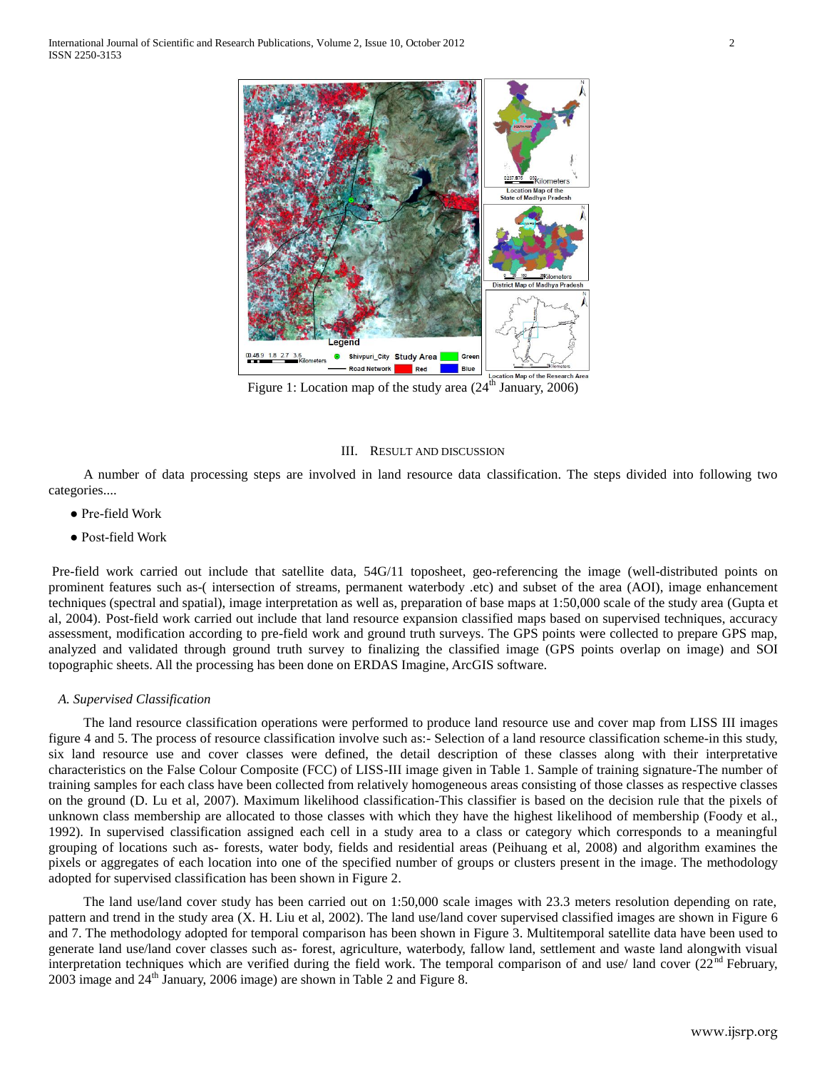Figure 1: Location map of the study area (24th January, 2006)

## III. RESULT AND DISCUSSION

A number of data processing steps are involved in land resource data classification. The steps divided into following two categories....

- Pre-field Work
- Post-field Work

Pre-field work carried out include that satellite data, 54G/11 toposheet, geo-referencing the image (well-distributed points on prominent features such as-( intersection of streams, permanent waterbody .etc) and subset of the area (AOI), image enhancement techniques (spectral and spatial), image interpretation as well as, preparation of base maps at 1:50,000 scale of the study area (Gupta et al, 2004). Post-field work carried out include that land resource expansion classified maps based on supervised techniques, accuracy assessment, modification according to pre-field work and ground truth surveys. The GPS points were collected to prepare GPS map, analyzed and validated through ground truth survey to finalizing the classified image (GPS points overlap on image) and SOI topographic sheets. All the processing has been done on ERDAS Imagine, ArcGIS software.

### *A. Supervised Classification*

The land resource classification operations were performed to produce land resource use and cover map from LISS III images figure 4 and 5. The process of resource classification involve such as:- Selection of a land resource classification scheme-in this study, six land resource use and cover classes were defined, the detail description of these classes along with their interpretative characteristics on the False Colour Composite (FCC) of LISS-III image given in Table 1. Sample of training signature-The number of training samples for each class have been collected from relatively homogeneous areas consisting of those classes as respective classes on the ground (D. Lu et al, 2007). Maximum likelihood classification-This classifier is based on the decision rule that the pixels of unknown class membership are allocated to those classes with which they have the highest likelihood of membership (Foody et al., 1992). In supervised classification assigned each cell in a study area to a class or category which corresponds to a meaningful grouping of locations such as- forests, water body, fields and residential areas (Peihuang et al, 2008) and algorithm examines the pixels or aggregates of each location into one of the specified number of groups or clusters present in the image. The methodology adopted for supervised classification has been shown in Figure 2.

The land use/land cover study has been carried out on 1:50,000 scale images with 23.3 meters resolution depending on rate, pattern and trend in the study area (X. H. Liu et al, 2002). The land use/land cover supervised classified images are shown in Figure 6 and 7. The methodology adopted for temporal comparison has been shown in Figure 3. Multitemporal satellite data have been used to generate land use/land cover classes such as- forest, agriculture, waterbody, fallow land, settlement and waste land alongwith visual interpretation techniques which are verified during the field work. The temporal comparison of and use/ land cover (22nd February, 2003 image and 24th January, 2006 image) are shown in Table 2 and Figure 8.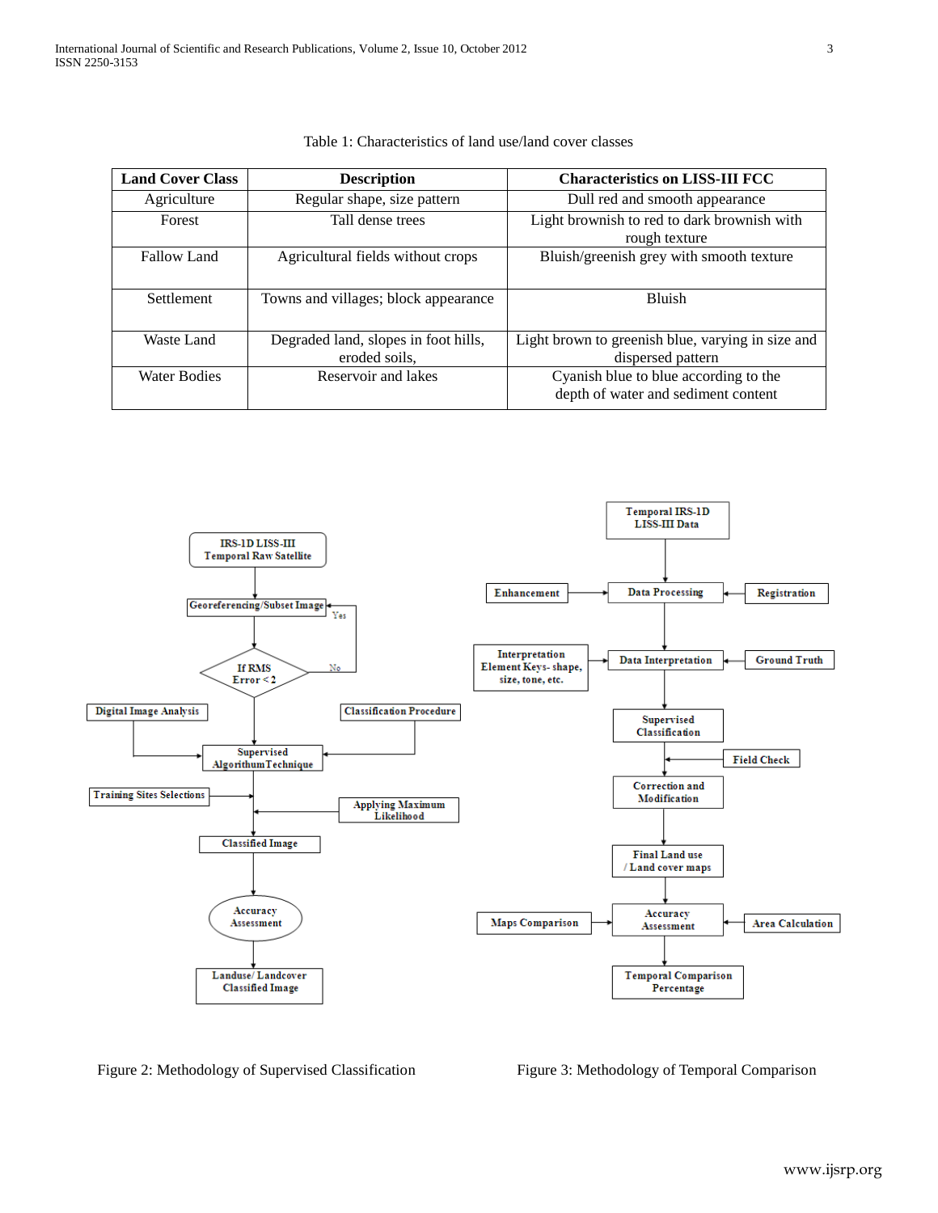Table 1: Characteristics of land use/land cover classes

| Land Cover Class | Description | Characteristics on LISS-III FCC |
|---|---|---|
| Agriculture | Regular shape, size pattern | Dull red and smooth appearance |
| Forest | Tall dense trees | Light brownish to red to dark brownish with rough texture |
| Fallow Land | Agricultural fields without crops | Bluish/greenish grey with smooth texture |
| Settlement | Towns and villages; block appearance | Bluish |
| Waste Land | Degraded land, slopes in foot hills, eroded soils, | Light brown to greenish blue, varying in size and dispersed pattern |
| Water Bodies | Reservoir and lakes | Cyanish blue to blue according to the depth of water and sediment content |

Figure 2: Methodology of Supervised Classification

Figure 3: Methodology of Temporal Comparison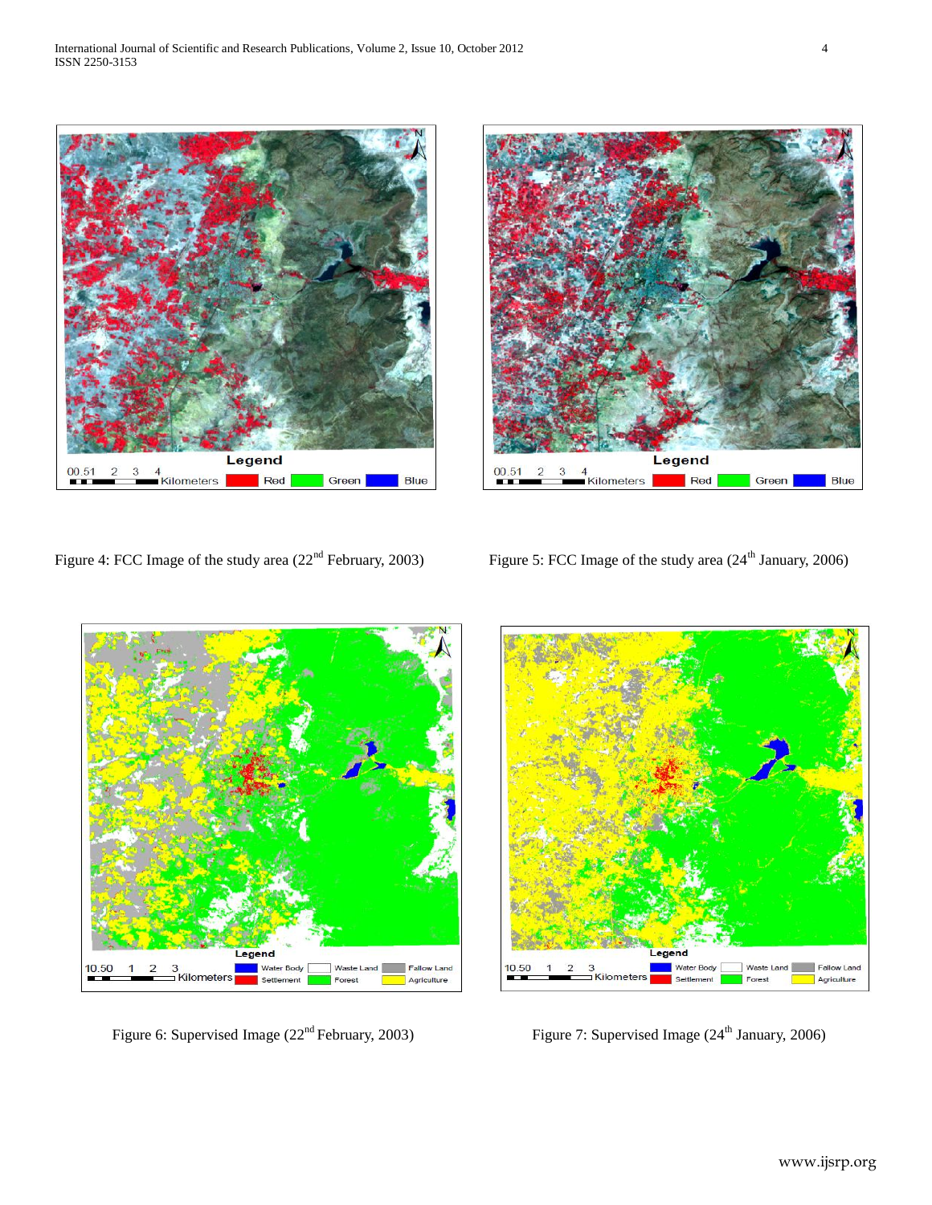Figure 4: FCC Image of the study area (22nd February, 2003)

Figure 5: FCC Image of the study area (24th January, 2006)

Figure 6: Supervised Image (22nd February, 2003)

Figure 7: Supervised Image (24th January, 2006)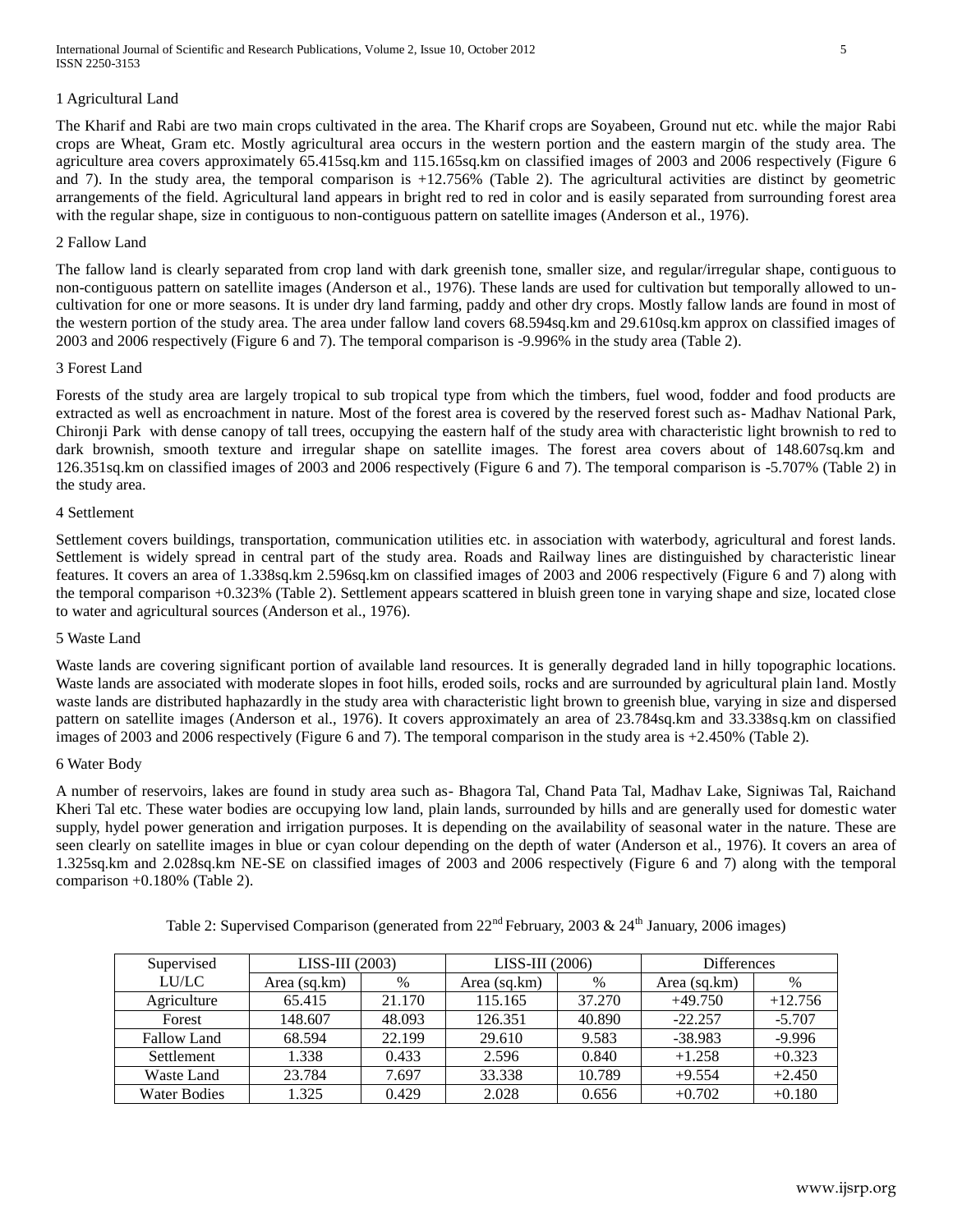### 1 Agricultural Land

The Kharif and Rabi are two main crops cultivated in the area. The Kharif crops are Soyabeen, Ground nut etc. while the major Rabi crops are Wheat, Gram etc. Mostly agricultural area occurs in the western portion and the eastern margin of the study area. The agriculture area covers approximately 65.415sq.km and 115.165sq.km on classified images of 2003 and 2006 respectively (Figure 6 and 7). In the study area, the temporal comparison is +12.756% (Table 2). The agricultural activities are distinct by geometric arrangements of the field. Agricultural land appears in bright red to red in color and is easily separated from surrounding forest area with the regular shape, size in contiguous to non-contiguous pattern on satellite images (Anderson et al., 1976).

### 2 Fallow Land

The fallow land is clearly separated from crop land with dark greenish tone, smaller size, and regular/irregular shape, contiguous to non-contiguous pattern on satellite images (Anderson et al., 1976). These lands are used for cultivation but temporally allowed to un-cultivation for one or more seasons. It is under dry land farming, paddy and other dry crops. Mostly fallow lands are found in most of the western portion of the study area. The area under fallow land covers 68.594sq.km and 29.610sq.km approx on classified images of 2003 and 2006 respectively (Figure 6 and 7). The temporal comparison is -9.996% in the study area (Table 2).

### 3 Forest Land

Forests of the study area are largely tropical to sub tropical type from which the timbers, fuel wood, fodder and food products are extracted as well as encroachment in nature. Most of the forest area is covered by the reserved forest such as- Madhav National Park, Chironji Park with dense canopy of tall trees, occupying the eastern half of the study area with characteristic light brownish to red to dark brownish, smooth texture and irregular shape on satellite images. The forest area covers about of 148.607sq.km and 126.351sq.km on classified images of 2003 and 2006 respectively (Figure 6 and 7). The temporal comparison is -5.707% (Table 2) in the study area.

### 4 Settlement

Settlement covers buildings, transportation, communication utilities etc. in association with waterbody, agricultural and forest lands. Settlement is widely spread in central part of the study area. Roads and Railway lines are distinguished by characteristic linear features. It covers an area of 1.338sq.km 2.596sq.km on classified images of 2003 and 2006 respectively (Figure 6 and 7) along with the temporal comparison +0.323% (Table 2). Settlement appears scattered in bluish green tone in varying shape and size, located close to water and agricultural sources (Anderson et al., 1976).

### 5 Waste Land

Waste lands are covering significant portion of available land resources. It is generally degraded land in hilly topographic locations. Waste lands are associated with moderate slopes in foot hills, eroded soils, rocks and are surrounded by agricultural plain land. Mostly waste lands are distributed haphazardly in the study area with characteristic light brown to greenish blue, varying in size and dispersed pattern on satellite images (Anderson et al., 1976). It covers approximately an area of 23.784sq.km and 33.338sq.km on classified images of 2003 and 2006 respectively (Figure 6 and 7). The temporal comparison in the study area is +2.450% (Table 2).

### 6 Water Body

A number of reservoirs, lakes are found in study area such as- Bhagora Tal, Chand Pata Tal, Madhav Lake, Signiwas Tal, Raichand Kheri Tal etc. These water bodies are occupying low land, plain lands, surrounded by hills and are generally used for domestic water supply, hydel power generation and irrigation purposes. It is depending on the availability of seasonal water in the nature. These are seen clearly on satellite images in blue or cyan colour depending on the depth of water (Anderson et al., 1976). It covers an area of 1.325sq.km and 2.028sq.km NE-SE on classified images of 2003 and 2006 respectively (Figure 6 and 7) along with the temporal comparison +0.180% (Table 2).

Table 2: Supervised Comparison (generated from 22nd February, 2003 & 24th January, 2006 images)

| Supervised LU/LC | LISS-III (2003) | | LISS-III (2006) | | Differences | |
|---|---|---|---|---|---|---|
| | Area (sq.km) | % | Area (sq.km) | % | Area (sq.km) | % |
| Agriculture | 65.415 | 21.170 | 115.165 | 37.270 | +49.750 | +12.756 |
| Forest | 148.607 | 48.093 | 126.351 | 40.890 | -22.257 | -5.707 |
| Fallow Land | 68.594 | 22.199 | 29.610 | 9.583 | -38.983 | -9.996 |
| Settlement | 1.338 | 0.433 | 2.596 | 0.840 | +1.258 | +0.323 |
| Waste Land | 23.784 | 7.697 | 33.338 | 10.789 | +9.554 | +2.450 |
| Water Bodies | 1.325 | 0.429 | 2.028 | 0.656 | +0.702 | +0.180 |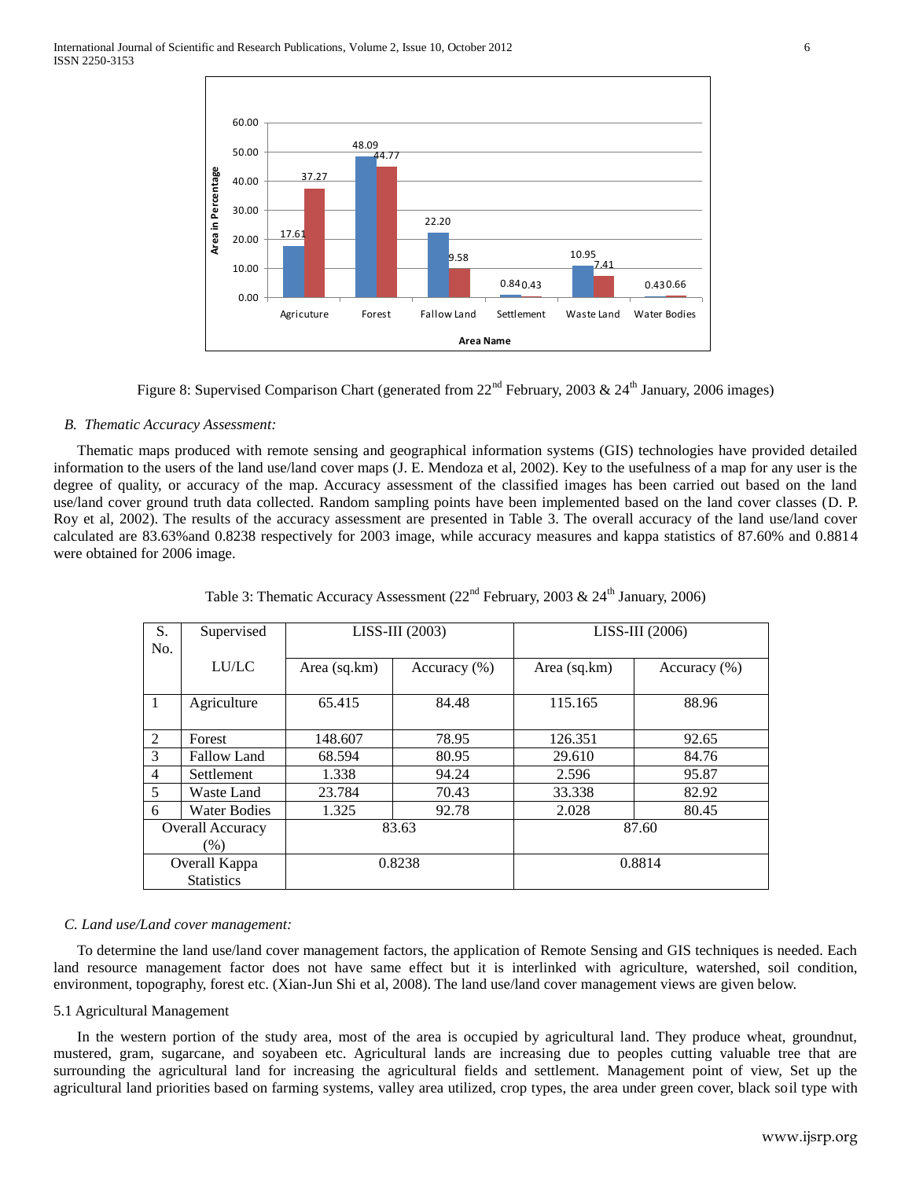Figure 8: Supervised Comparison Chart (generated from 22nd February, 2003 & 24th January, 2006 images)

### *B. Thematic Accuracy Assessment:*

Thematic maps produced with remote sensing and geographical information systems (GIS) technologies have provided detailed information to the users of the land use/land cover maps (J. E. Mendoza et al, 2002). Key to the usefulness of a map for any user is the degree of quality, or accuracy of the map. Accuracy assessment of the classified images has been carried out based on the land use/land cover ground truth data collected. Random sampling points have been implemented based on the land cover classes (D. P. Roy et al, 2002). The results of the accuracy assessment are presented in Table 3. The overall accuracy of the land use/land cover calculated are 83.63%and 0.8238 respectively for 2003 image, while accuracy measures and kappa statistics of 87.60% and 0.8814 were obtained for 2006 image.

Table 3: Thematic Accuracy Assessment (22nd February, 2003 & 24th January, 2006)

| S. No. | Supervised LU/LC | LISS-III (2003) | | LISS-III (2006) | |
|---|---|---|---|---|---|
| | | Area (sq.km) | Accuracy (%) | Area (sq.km) | Accuracy (%) |
| 1 | Agriculture | 65.415 | 84.48 | 115.165 | 88.96 |
| 2 | Forest | 148.607 | 78.95 | 126.351 | 92.65 |
| 3 | Fallow Land | 68.594 | 80.95 | 29.610 | 84.76 |
| 4 | Settlement | 1.338 | 94.24 | 2.596 | 95.87 |
| 5 | Waste Land | 23.784 | 70.43 | 33.338 | 82.92 |
| 6 | Water Bodies | 1.325 | 92.78 | 2.028 | 80.45 |
| Overall Accuracy (%) | | 83.63 | | 87.60 | |
| Overall Kappa Statistics | | 0.8238 | | 0.8814 | |

### *C. Land use/Land cover management:*

To determine the land use/land cover management factors, the application of Remote Sensing and GIS techniques is needed. Each land resource management factor does not have same effect but it is interlinked with agriculture, watershed, soil condition, environment, topography, forest etc. (Xian-Jun Shi et al, 2008). The land use/land cover management views are given below.

#### 5.1 Agricultural Management

In the western portion of the study area, most of the area is occupied by agricultural land. They produce wheat, groundnut, mustered, gram, sugarcane, and soyabeen etc. Agricultural lands are increasing due to peoples cutting valuable tree that are surrounding the agricultural land for increasing the agricultural fields and settlement. Management point of view, Set up the agricultural land priorities based on farming systems, valley area utilized, crop types, the area under green cover, black soil type with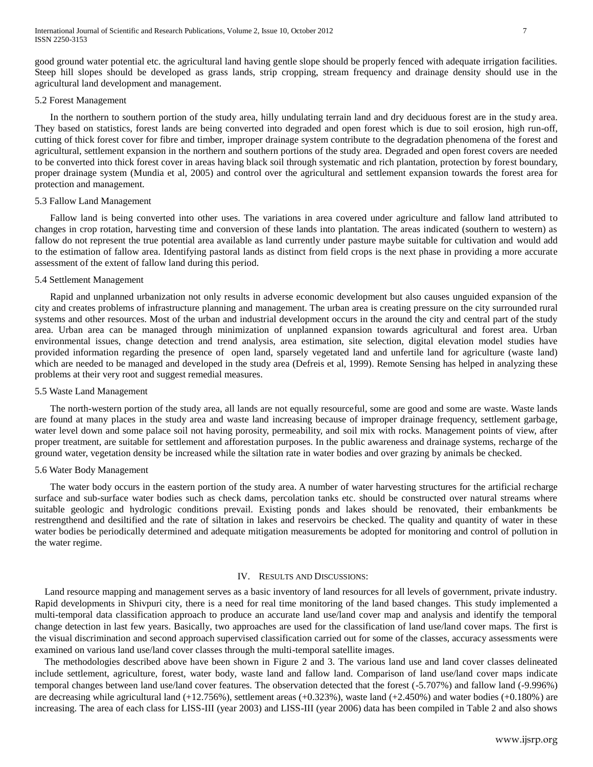good ground water potential etc. the agricultural land having gentle slope should be properly fenced with adequate irrigation facilities. Steep hill slopes should be developed as grass lands, strip cropping, stream frequency and drainage density should use in the agricultural land development and management.

### 5.2 Forest Management

In the northern to southern portion of the study area, hilly undulating terrain land and dry deciduous forest are in the study area. They based on statistics, forest lands are being converted into degraded and open forest which is due to soil erosion, high run-off, cutting of thick forest cover for fibre and timber, improper drainage system contribute to the degradation phenomena of the forest and agricultural, settlement expansion in the northern and southern portions of the study area. Degraded and open forest covers are needed to be converted into thick forest cover in areas having black soil through systematic and rich plantation, protection by forest boundary, proper drainage system (Mundia et al, 2005) and control over the agricultural and settlement expansion towards the forest area for protection and management.

### 5.3 Fallow Land Management

Fallow land is being converted into other uses. The variations in area covered under agriculture and fallow land attributed to changes in crop rotation, harvesting time and conversion of these lands into plantation. The areas indicated (southern to western) as fallow do not represent the true potential area available as land currently under pasture maybe suitable for cultivation and would add to the estimation of fallow area. Identifying pastoral lands as distinct from field crops is the next phase in providing a more accurate assessment of the extent of fallow land during this period.

### 5.4 Settlement Management

Rapid and unplanned urbanization not only results in adverse economic development but also causes unguided expansion of the city and creates problems of infrastructure planning and management. The urban area is creating pressure on the city surrounded rural systems and other resources. Most of the urban and industrial development occurs in the around the city and central part of the study area. Urban area can be managed through minimization of unplanned expansion towards agricultural and forest area. Urban environmental issues, change detection and trend analysis, area estimation, site selection, digital elevation model studies have provided information regarding the presence of open land, sparsely vegetated land and unfertile land for agriculture (waste land) which are needed to be managed and developed in the study area (Defreis et al, 1999). Remote Sensing has helped in analyzing these problems at their very root and suggest remedial measures.

### 5.5 Waste Land Management

The north-western portion of the study area, all lands are not equally resourceful, some are good and some are waste. Waste lands are found at many places in the study area and waste land increasing because of improper drainage frequency, settlement garbage, water level down and some palace soil not having porosity, permeability, and soil mix with rocks. Management points of view, after proper treatment, are suitable for settlement and afforestation purposes. In the public awareness and drainage systems, recharge of the ground water, vegetation density be increased while the siltation rate in water bodies and over grazing by animals be checked.

### 5.6 Water Body Management

The water body occurs in the eastern portion of the study area. A number of water harvesting structures for the artificial recharge surface and sub-surface water bodies such as check dams, percolation tanks etc. should be constructed over natural streams where suitable geologic and hydrologic conditions prevail. Existing ponds and lakes should be renovated, their embankments be restrengthend and desiltified and the rate of siltation in lakes and reservoirs be checked. The quality and quantity of water in these water bodies be periodically determined and adequate mitigation measurements be adopted for monitoring and control of pollution in the water regime.

## IV. Results and Discussions:

Land resource mapping and management serves as a basic inventory of land resources for all levels of government, private industry. Rapid developments in Shivpuri city, there is a need for real time monitoring of the land based changes. This study implemented a multi-temporal data classification approach to produce an accurate land use/land cover map and analysis and identify the temporal change detection in last few years. Basically, two approaches are used for the classification of land use/land cover maps. The first is the visual discrimination and second approach supervised classification carried out for some of the classes, accuracy assessments were examined on various land use/land cover classes through the multi-temporal satellite images.

The methodologies described above have been shown in Figure 2 and 3. The various land use and land cover classes delineated include settlement, agriculture, forest, water body, waste land and fallow land. Comparison of land use/land cover maps indicate temporal changes between land use/land cover features. The observation detected that the forest (-5.707%) and fallow land (-9.996%) are decreasing while agricultural land (+12.756%), settlement areas (+0.323%), waste land (+2.450%) and water bodies (+0.180%) are increasing. The area of each class for LISS-III (year 2003) and LISS-III (year 2006) data has been compiled in Table 2 and also shows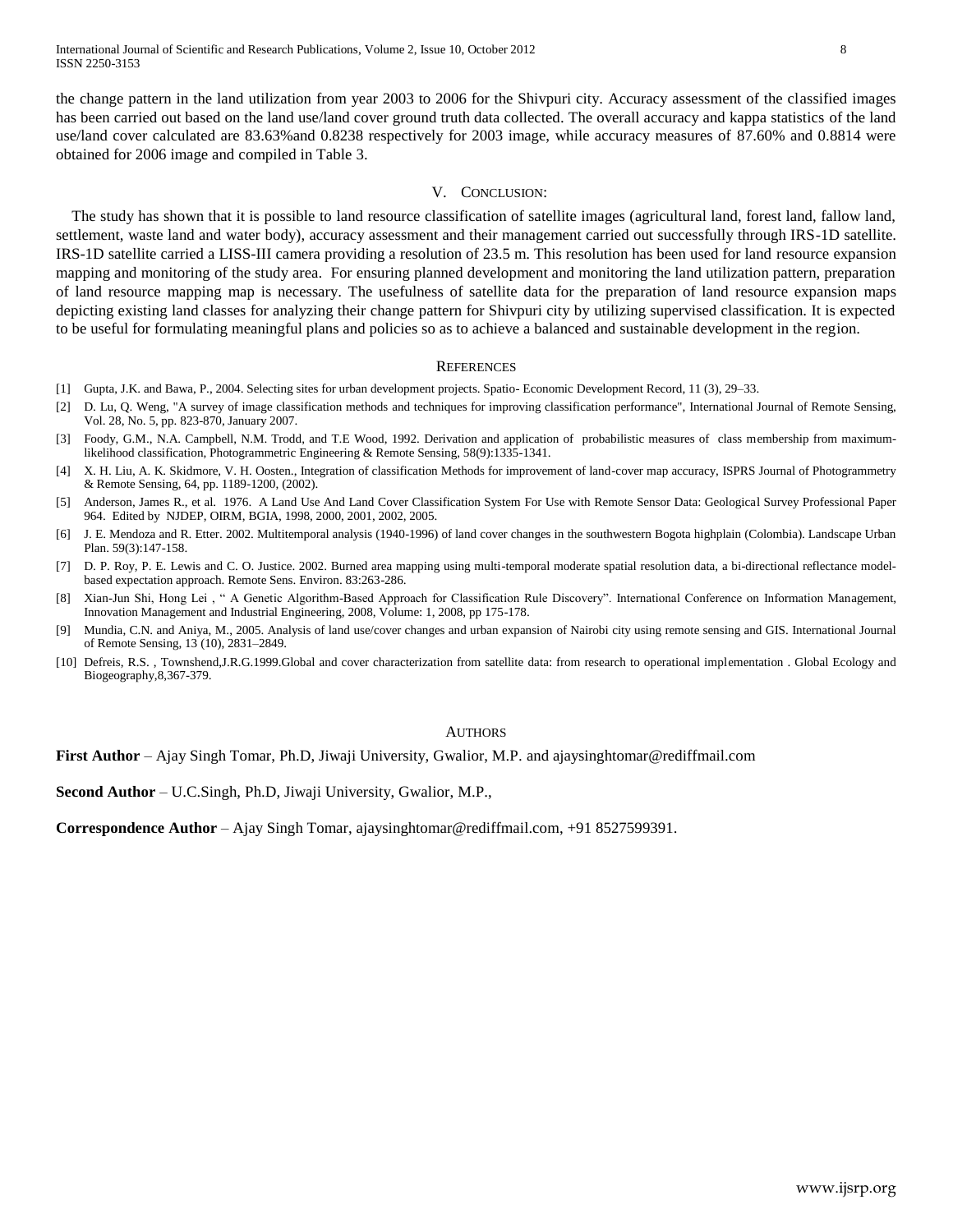the change pattern in the land utilization from year 2003 to 2006 for the Shivpuri city. Accuracy assessment of the classified images has been carried out based on the land use/land cover ground truth data collected. The overall accuracy and kappa statistics of the land use/land cover calculated are 83.63%and 0.8238 respectively for 2003 image, while accuracy measures of 87.60% and 0.8814 were obtained for 2006 image and compiled in Table 3.

## V. Conclusion:

The study has shown that it is possible to land resource classification of satellite images (agricultural land, forest land, fallow land, settlement, waste land and water body), accuracy assessment and their management carried out successfully through IRS-1D satellite. IRS-1D satellite carried a LISS-III camera providing a resolution of 23.5 m. This resolution has been used for land resource expansion mapping and monitoring of the study area. For ensuring planned development and monitoring the land utilization pattern, preparation of land resource mapping map is necessary. The usefulness of satellite data for the preparation of land resource expansion maps depicting existing land classes for analyzing their change pattern for Shivpuri city by utilizing supervised classification. It is expected to be useful for formulating meaningful plans and policies so as to achieve a balanced and sustainable development in the region.

## References

[1] Gupta, J.K. and Bawa, P., 2004. Selecting sites for urban development projects. Spatio- Economic Development Record, 11 (3), 29–33.

[2] D. Lu, Q. Weng, "A survey of image classification methods and techniques for improving classification performance", International Journal of Remote Sensing, Vol. 28, No. 5, pp. 823-870, January 2007.

[3] Foody, G.M., N.A. Campbell, N.M. Trodd, and T.E Wood, 1992. Derivation and application of probabilistic measures of class membership from maximum-likelihood classification, Photogrammetric Engineering & Remote Sensing, 58(9):1335-1341.

[4] X. H. Liu, A. K. Skidmore, V. H. Oosten., Integration of classification Methods for improvement of land-cover map accuracy, ISPRS Journal of Photogrammetry & Remote Sensing, 64, pp. 1189-1200, (2002).

[5] Anderson, James R., et al. 1976. A Land Use And Land Cover Classification System For Use with Remote Sensor Data: Geological Survey Professional Paper 964. Edited by NJDEP, OIRM, BGIA, 1998, 2000, 2001, 2002, 2005.

[6] J. E. Mendoza and R. Etter. 2002. Multitemporal analysis (1940-1996) of land cover changes in the southwestern Bogota highplain (Colombia). Landscape Urban Plan. 59(3):147-158.

[7] D. P. Roy, P. E. Lewis and C. O. Justice. 2002. Burned area mapping using multi-temporal moderate spatial resolution data, a bi-directional reflectance model-based expectation approach. Remote Sens. Environ. 83:263-286.

[8] Xian-Jun Shi, Hong Lei , " A Genetic Algorithm-Based Approach for Classification Rule Discovery". International Conference on Information Management, Innovation Management and Industrial Engineering, 2008, Volume: 1, 2008, pp 175-178.

[9] Mundia, C.N. and Aniya, M., 2005. Analysis of land use/cover changes and urban expansion of Nairobi city using remote sensing and GIS. International Journal of Remote Sensing, 13 (10), 2831–2849.

[10] Defreis, R.S. , Townshend,J.R.G.1999.Global and cover characterization from satellite data: from research to operational implementation . Global Ecology and Biogeography,8,367-379.

## Authors

**First Author** – Ajay Singh Tomar, Ph.D, Jiwaji University, Gwalior, M.P. and ajaysinghtomar@rediffmail.com

**Second Author** – U.C.Singh, Ph.D, Jiwaji University, Gwalior, M.P.,

**Correspondence Author** – Ajay Singh Tomar, ajaysinghtomar@rediffmail.com, +91 8527599391.